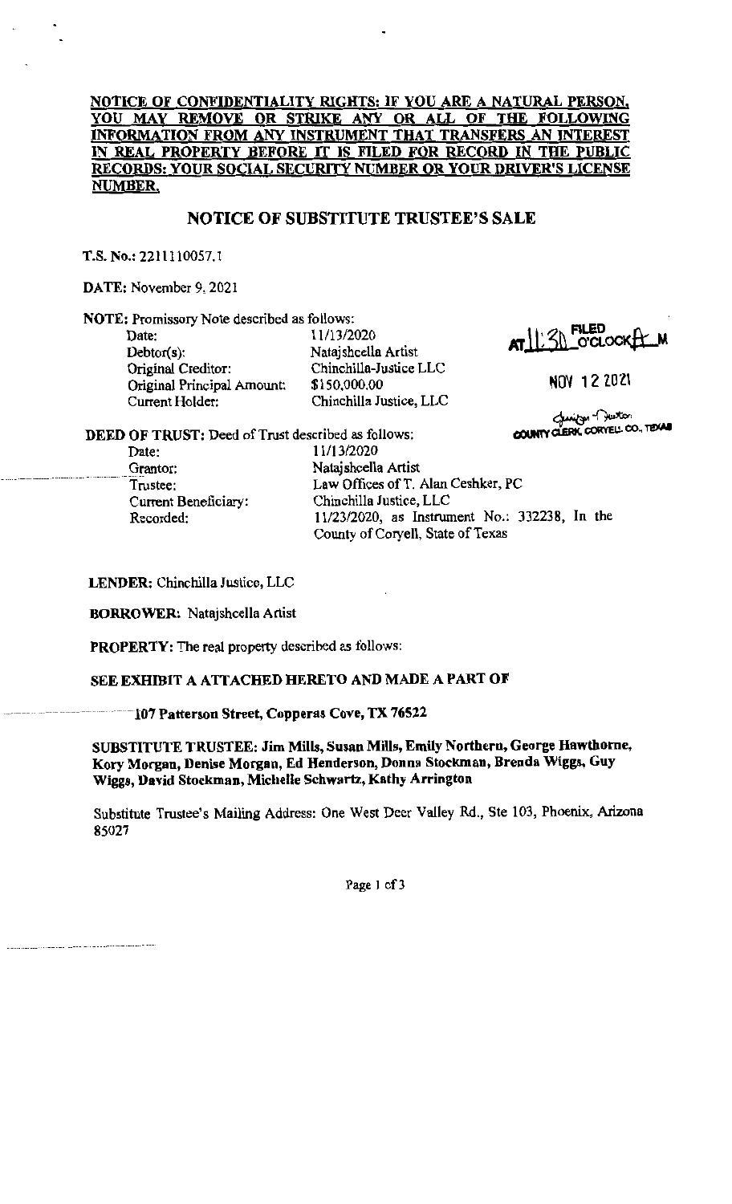**NOTICE OF CONFIDENTIALITY RIGHTS: IF YOU ARE A NATURAL PERSON, YOU MAY REMOVE OR STRIKE ANY OR ALL OF THE FOLLOWING INFORMATION FROM ANY INSTRUMENT THAT TRANSFERS AN INTEREST IN REAL PROPERTY BEFORE IT IS FILED FOR RECORD IN THE PUBLIC RECORDS: YOUR SOCIAL SECURITY NUMBER OR YOUR DRIVER'S LICENSE NUMBER.**

## NOTICE OF SUBSTITUTE TRUSTEE'S SALE

**T.S. No.:** 2211110057.1

**DATE:** November 9, 2021

FILED AT 11:30 O'CLOCK A M

NOV 12 2021

COUNTY CLERK, CORYELL CO., TEXAS

**NOTE:** Promissory Note described as follows:

| | |
|---|---|
| Date: | 11/13/2020 |
| Debtor(s): | Natajshcella Artist |
| Original Creditor: | Chinchilla-Justice LLC |
| Original Principal Amount: | $150,000.00 |
| Current Holder: | Chinchilla Justice, LLC |

**DEED OF TRUST:** Deed of Trust described as follows:

| | |
|---|---|
| Date: | 11/13/2020 |
| Grantor: | Natajshcella Artist |
| Trustee: | Law Offices of T. Alan Ceshker, PC |
| Current Beneficiary: | Chinchilla Justice, LLC |
| Recorded: | 11/23/2020, as Instrument No.: 332238, In the County of Coryell, State of Texas |

**LENDER:** Chinchilla Justice, LLC

**BORROWER:** Natajshcella Artist

**PROPERTY:** The real property described as follows:

**SEE EXHIBIT A ATTACHED HERETO AND MADE A PART OF**

**107 Patterson Street, Copperas Cove, TX 76522**

**SUBSTITUTE TRUSTEE: Jim Mills, Susan Mills, Emily Northern, George Hawthorne, Kory Morgan, Denise Morgan, Ed Henderson, Donna Stockman, Brenda Wiggs, Guy Wiggs, David Stockman, Michelle Schwartz, Kathy Arrington**

Substitute Trustee's Mailing Address: One West Deer Valley Rd., Ste 103, Phoenix, Arizona 85027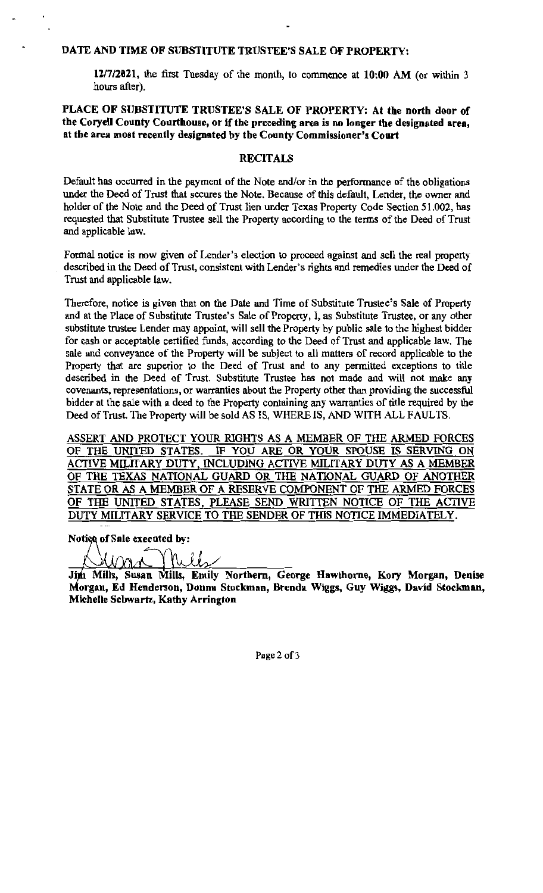**DATE AND TIME OF SUBSTITUTE TRUSTEE'S SALE OF PROPERTY:**

**12/7/2021**, the first Tuesday of the month, to commence at **10:00 AM** (or within 3 hours after).

**PLACE OF SUBSTITUTE TRUSTEE'S SALE OF PROPERTY: At the north door of the Coryell County Courthouse, or if the preceding area is no longer the designated area, at the area most recently designated by the County Commissioner's Court**

## RECITALS

Default has occurred in the payment of the Note and/or in the performance of the obligations under the Deed of Trust that secures the Note. Because of this default, Lender, the owner and holder of the Note and the Deed of Trust lien under Texas Property Code Section 51.002, has requested that Substitute Trustee sell the Property according to the terms of the Deed of Trust and applicable law.

Formal notice is now given of Lender's election to proceed against and sell the real property described in the Deed of Trust, consistent with Lender's rights and remedies under the Deed of Trust and applicable law.

Therefore, notice is given that on the Date and Time of Substitute Trustee's Sale of Property and at the Place of Substitute Trustee's Sale of Property, I, as Substitute Trustee, or any other substitute trustee Lender may appoint, will sell the Property by public sale to the highest bidder for cash or acceptable certified funds, according to the Deed of Trust and applicable law. The sale and conveyance of the Property will be subject to all matters of record applicable to the Property that are superior to the Deed of Trust and to any permitted exceptions to title described in the Deed of Trust. Substitute Trustee has not made and will not make any covenants, representations, or warranties about the Property other than providing the successful bidder at the sale with a deed to the Property containing any warranties of title required by the Deed of Trust. The Property will be sold AS IS, WHERE IS, AND WITH ALL FAULTS.

ASSERT AND PROTECT YOUR RIGHTS AS A MEMBER OF THE ARMED FORCES OF THE UNITED STATES. IF YOU ARE OR YOUR SPOUSE IS SERVING ON ACTIVE MILITARY DUTY, INCLUDING ACTIVE MILITARY DUTY AS A MEMBER OF THE TEXAS NATIONAL GUARD OR THE NATIONAL GUARD OF ANOTHER STATE OR AS A MEMBER OF A RESERVE COMPONENT OF THE ARMED FORCES OF THE UNITED STATES, PLEASE SEND WRITTEN NOTICE OF THE ACTIVE DUTY MILITARY SERVICE TO THE SENDER OF THIS NOTICE IMMEDIATELY.

**Notice of Sale executed by:**

Susan Mills

**Jim Mills, Susan Mills, Emily Northern, George Hawthorne, Kory Morgan, Denise Morgan, Ed Henderson, Donna Stockman, Brenda Wiggs, Guy Wiggs, David Stockman, Michelle Schwartz, Kathy Arrington**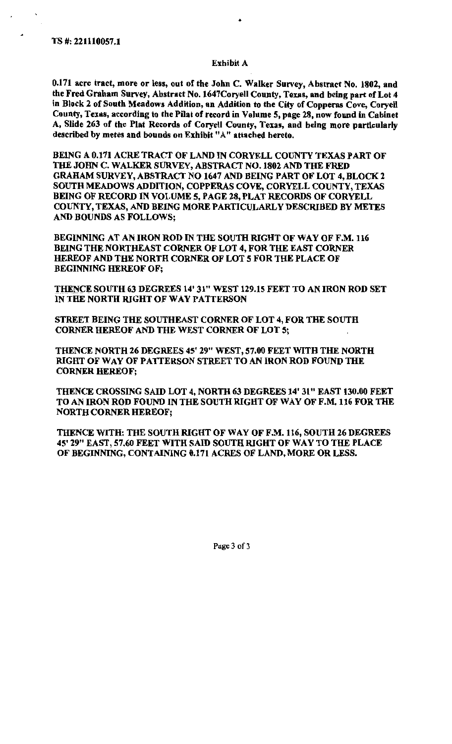TS #: 221110057.1

## Exhibit A

**0.171 acre tract, more or less, out of the John C. Walker Survey, Abstract No. 1802, and the Fred Graham Survey, Abstract No. 1647Coryell County, Texas, and being part of Lot 4 in Block 2 of South Meadows Addition, an Addition to the City of Copperas Cove, Coryell County, Texas, according to the Pilat of record in Volume 5, page 28, now found in Cabinet A, Slide 263 of the Plat Records of Coryell County, Texas, and being more particularly described by metes and bounds on Exhibit "A" attached hereto.**

**BEING A 0.171 ACRE TRACT OF LAND IN CORYELL COUNTY TEXAS PART OF THE JOHN C. WALKER SURVEY, ABSTRACT NO. 1802 AND THE FRED GRAHAM SURVEY, ABSTRACT NO 1647 AND BEING PART OF LOT 4, BLOCK 2 SOUTH MEADOWS ADDITION, COPPERAS COVE, CORYELL COUNTY, TEXAS BEING OF RECORD IN VOLUME 5, PAGE 28, PLAT RECORDS OF CORYELL COUNTY, TEXAS, AND BEING MORE PARTICULARLY DESCRIBED BY METES AND BOUNDS AS FOLLOWS;**

**BEGINNING AT AN IRON ROD IN THE SOUTH RIGHT OF WAY OF F.M. 116 BEING THE NORTHEAST CORNER OF LOT 4, FOR THE EAST CORNER HEREOF AND THE NORTH CORNER OF LOT 5 FOR THE PLACE OF BEGINNING HEREOF OF;**

**THENCE SOUTH 63 DEGREES 14' 31" WEST 129.15 FEET TO AN IRON ROD SET IN THE NORTH RIGHT OF WAY PATTERSON**

**STREET BEING THE SOUTHEAST CORNER OF LOT 4, FOR THE SOUTH CORNER HEREOF AND THE WEST CORNER OF LOT 5;**

**THENCE NORTH 26 DEGREES 45' 29" WEST, 57.00 FEET WITH THE NORTH RIGHT OF WAY OF PATTERSON STREET TO AN IRON ROD FOUND THE CORNER HEREOF;**

**THENCE CROSSING SAID LOT 4, NORTH 63 DEGREES 14' 31" EAST 130.00 FEET TO AN IRON ROD FOUND IN THE SOUTH RIGHT OF WAY OF F.M. 116 FOR THE NORTH CORNER HEREOF;**

**THENCE WITH: THE SOUTH RIGHT OF WAY OF F.M. 116, SOUTH 26 DEGREES 45' 29" EAST, 57.60 FEET WITH SAID SOUTH RIGHT OF WAY TO THE PLACE OF BEGINNING, CONTAINING 0.171 ACRES OF LAND, MORE OR LESS.**